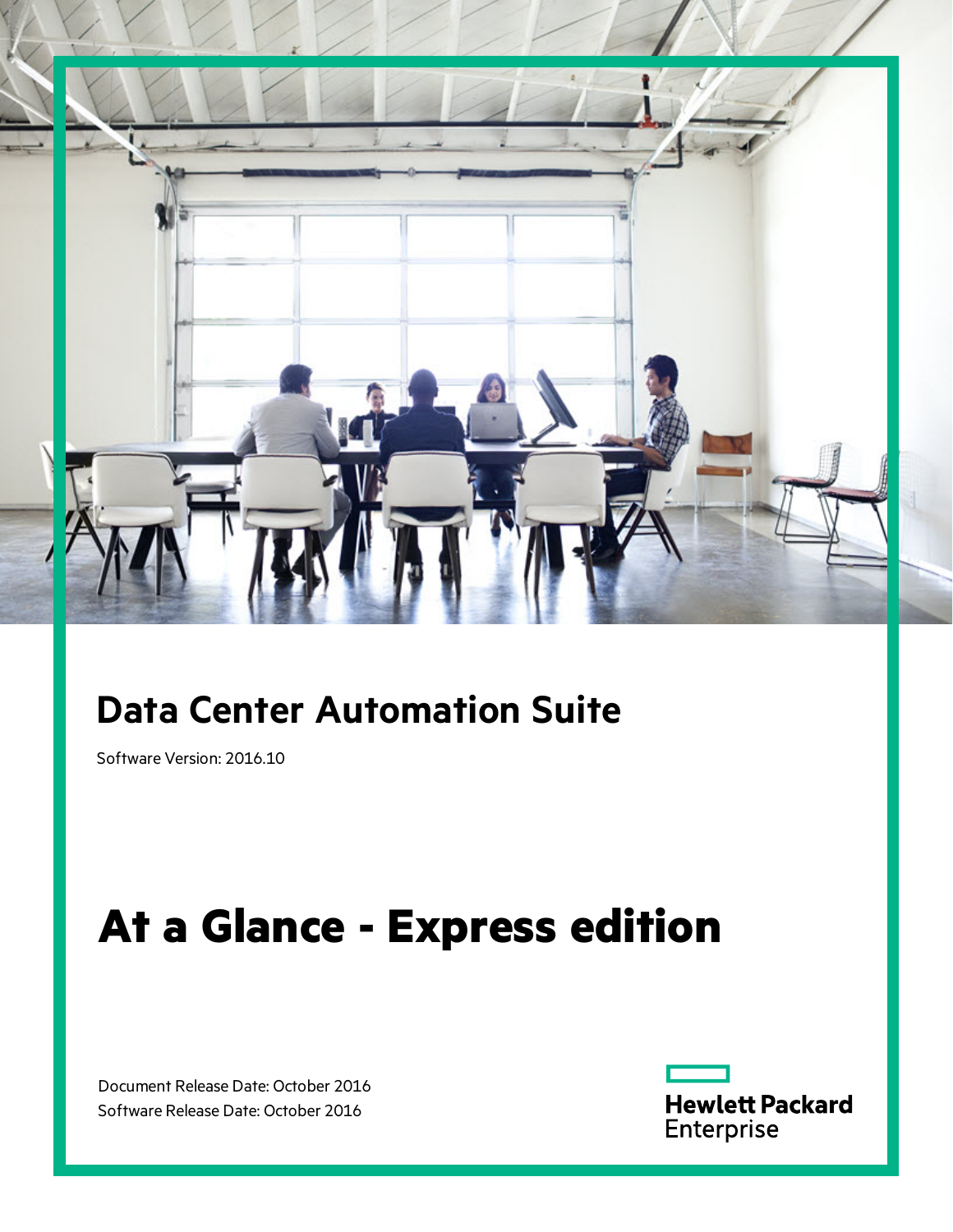# Data Center Automation Suite

Software Version: 2016.10

# At a Glance - Express edition

Document Release Date: October 2016

Software Release Date: October 2016

Hewlett Packard Enterprise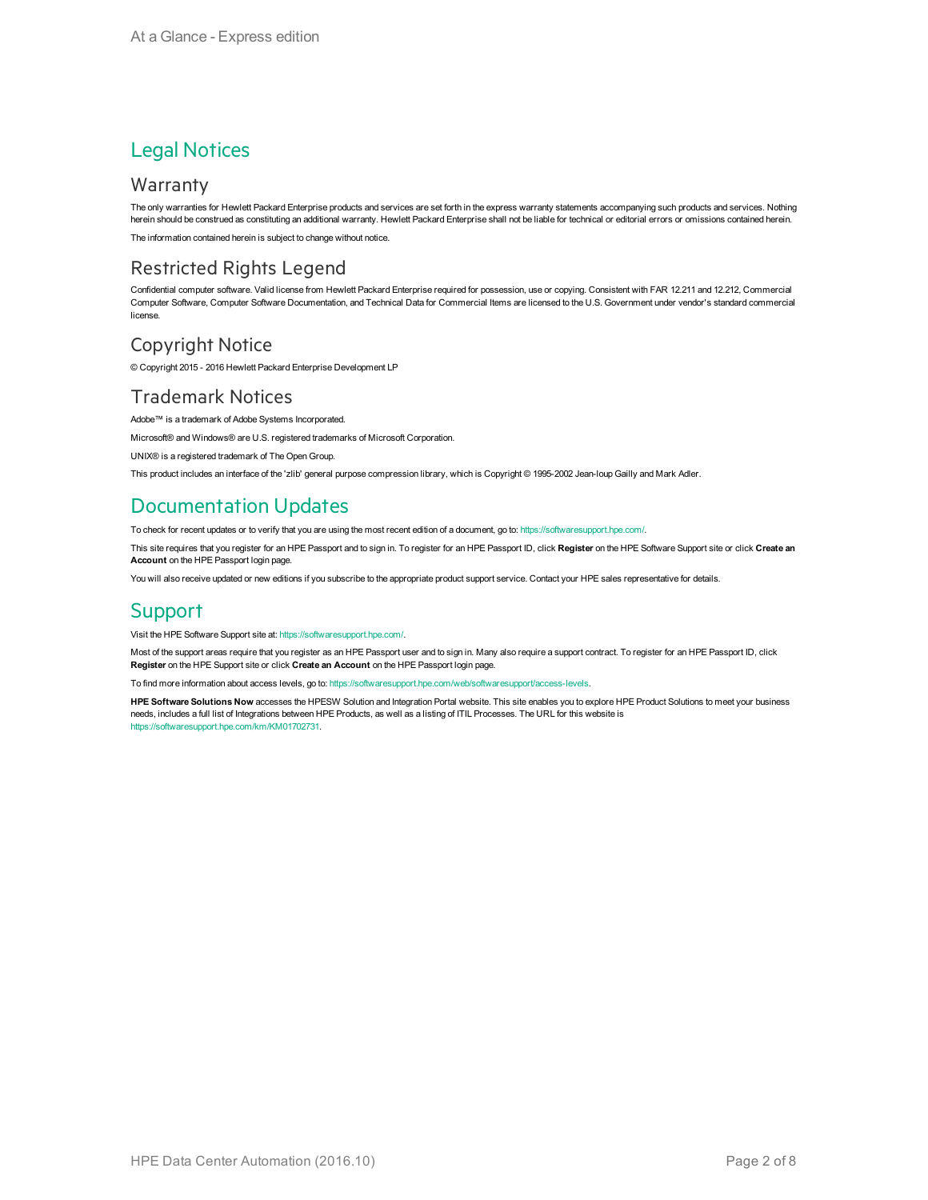# Legal Notices

## Warranty

The only warranties for Hewlett Packard Enterprise products and services are set forth in the express warranty statements accompanying such products and services. Nothing herein should be construed as constituting an additional warranty. Hewlett Packard Enterprise shall not be liable for technical or editorial errors or omissions contained herein.

The information contained herein is subject to change without notice.

## Restricted Rights Legend

Confidential computer software. Valid license from Hewlett Packard Enterprise required for possession, use or copying. Consistent with FAR 12.211 and 12.212, Commercial Computer Software, Computer Software Documentation, and Technical Data for Commercial Items are licensed to the U.S. Government under vendor's standard commercial license.

## Copyright Notice

© Copyright 2015 - 2016 Hewlett Packard Enterprise Development LP

## Trademark Notices

Adobe™ is a trademark of Adobe Systems Incorporated.

Microsoft® and Windows® are U.S. registered trademarks of Microsoft Corporation.

UNIX® is a registered trademark of The Open Group.

This product includes an interface of the 'zlib' general purpose compression library, which is Copyright © 1995-2002 Jean-loup Gailly and Mark Adler.

# Documentation Updates

To check for recent updates or to verify that you are using the most recent edition of a document, go to: https://softwaresupport.hpe.com/.

This site requires that you register for an HPE Passport and to sign in. To register for an HPE Passport ID, click **Register** on the HPE Software Support site or click **Create an Account** on the HPE Passport login page.

You will also receive updated or new editions if you subscribe to the appropriate product support service. Contact your HPE sales representative for details.

# Support

Visit the HPE Software Support site at: https://softwaresupport.hpe.com/.

Most of the support areas require that you register as an HPE Passport user and to sign in. Many also require a support contract. To register for an HPE Passport ID, click **Register** on the HPE Support site or click **Create an Account** on the HPE Passport login page.

To find more information about access levels, go to: https://softwaresupport.hpe.com/web/softwaresupport/access-levels.

**HPE Software Solutions Now** accesses the HPESW Solution and Integration Portal website. This site enables you to explore HPE Product Solutions to meet your business needs, includes a full list of Integrations between HPE Products, as well as a listing of ITIL Processes. The URL for this website is https://softwaresupport.hpe.com/km/KM01702731.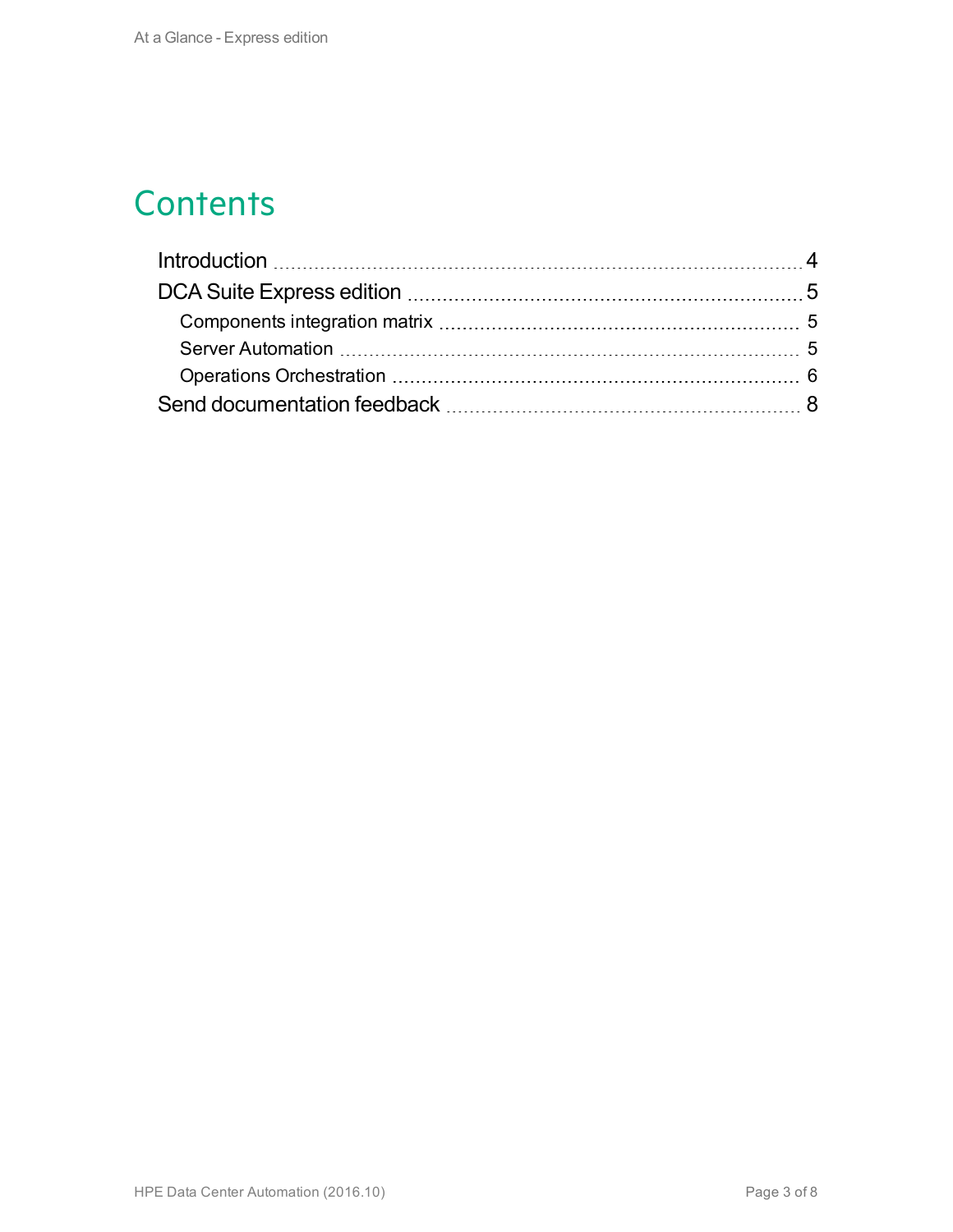# Contents

- Introduction ........ 4
- DCA Suite Express edition ........ 5
  - Components integration matrix ........ 5
  - Server Automation ........ 5
  - Operations Orchestration ........ 6
- Send documentation feedback ........ 8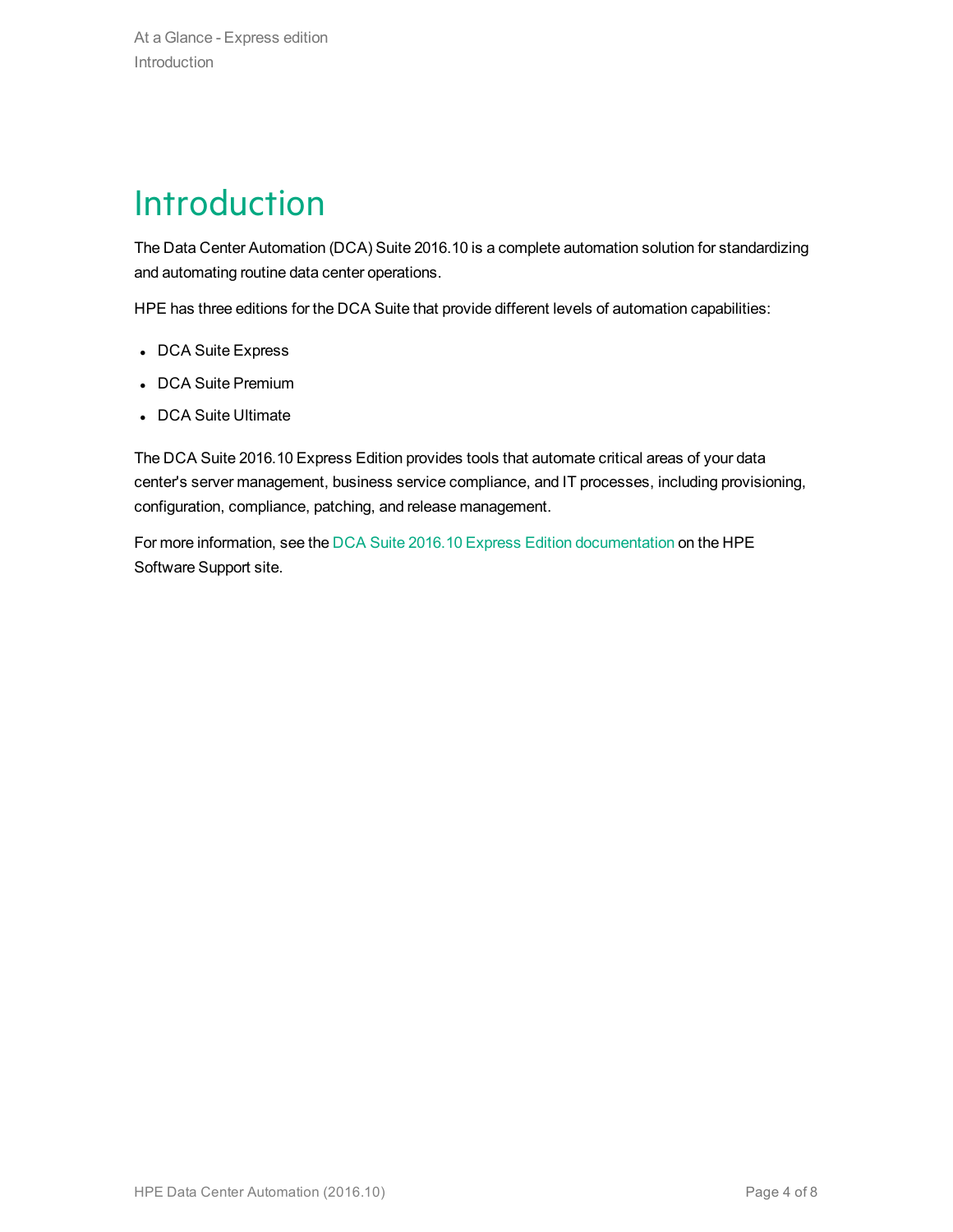# Introduction

The Data Center Automation (DCA) Suite 2016.10 is a complete automation solution for standardizing and automating routine data center operations.

HPE has three editions for the DCA Suite that provide different levels of automation capabilities:

- DCA Suite Express
- DCA Suite Premium
- DCA Suite Ultimate

The DCA Suite 2016.10 Express Edition provides tools that automate critical areas of your data center's server management, business service compliance, and IT processes, including provisioning, configuration, compliance, patching, and release management.

For more information, see the DCA Suite 2016.10 Express Edition documentation on the HPE Software Support site.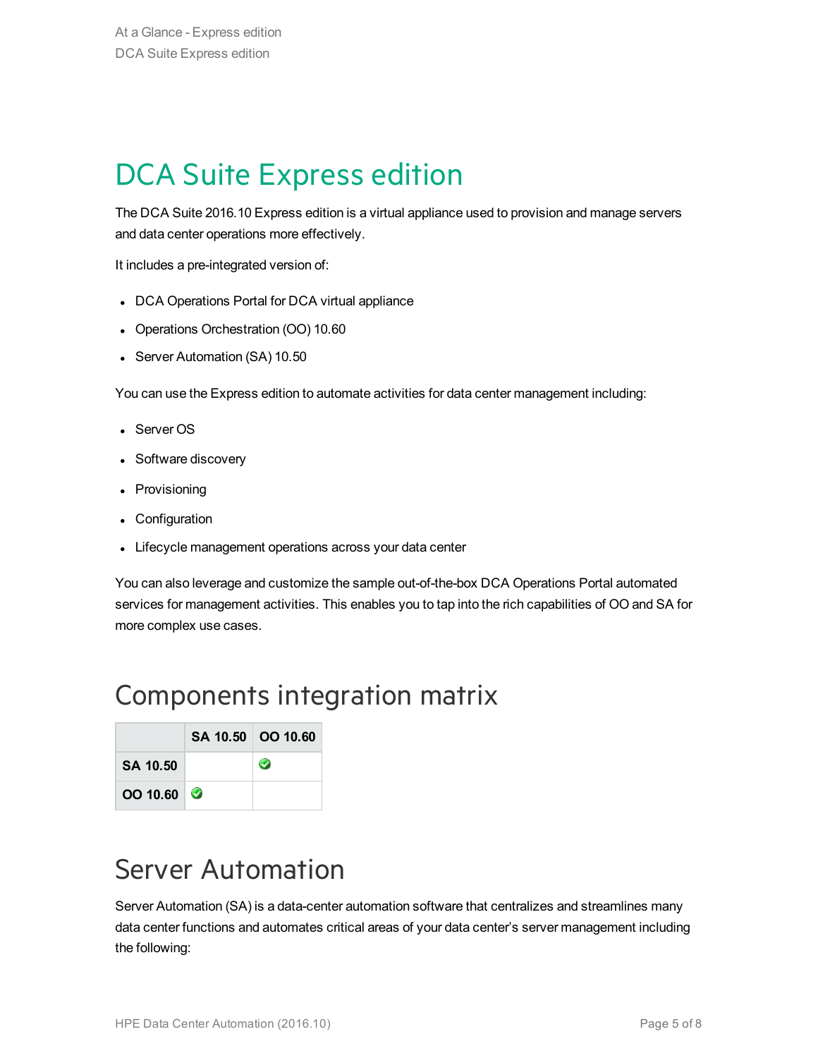# DCA Suite Express edition

The DCA Suite 2016.10 Express edition is a virtual appliance used to provision and manage servers and data center operations more effectively.

It includes a pre-integrated version of:

- DCA Operations Portal for DCA virtual appliance
- Operations Orchestration (OO) 10.60
- Server Automation (SA) 10.50

You can use the Express edition to automate activities for data center management including:

- Server OS
- Software discovery
- Provisioning
- Configuration
- Lifecycle management operations across your data center

You can also leverage and customize the sample out-of-the-box DCA Operations Portal automated services for management activities. This enables you to tap into the rich capabilities of OO and SA for more complex use cases.

## Components integration matrix

| | SA 10.50 | OO 10.60 |
|---|---|---|
| **SA 10.50** | | ✓ |
| **OO 10.60** | ✓ | |

## Server Automation

Server Automation (SA) is a data-center automation software that centralizes and streamlines many data center functions and automates critical areas of your data center's server management including the following: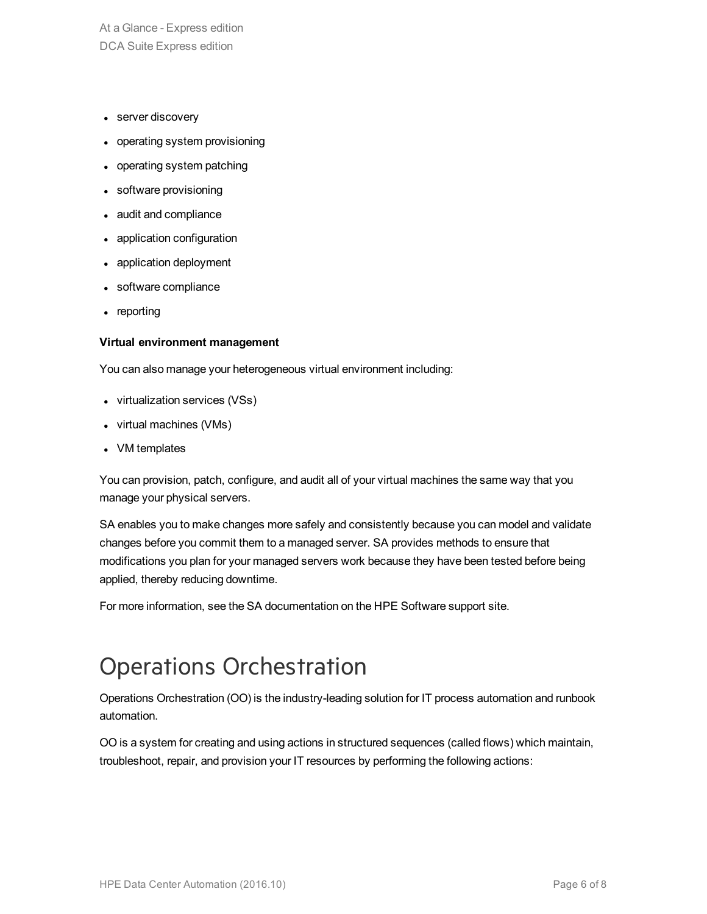- server discovery
- operating system provisioning
- operating system patching
- software provisioning
- audit and compliance
- application configuration
- application deployment
- software compliance
- reporting

**Virtual environment management**

You can also manage your heterogeneous virtual environment including:

- virtualization services (VSs)
- virtual machines (VMs)
- VM templates

You can provision, patch, configure, and audit all of your virtual machines the same way that you manage your physical servers.

SA enables you to make changes more safely and consistently because you can model and validate changes before you commit them to a managed server. SA provides methods to ensure that modifications you plan for your managed servers work because they have been tested before being applied, thereby reducing downtime.

For more information, see the SA documentation on the HPE Software support site.

# Operations Orchestration

Operations Orchestration (OO) is the industry-leading solution for IT process automation and runbook automation.

OO is a system for creating and using actions in structured sequences (called flows) which maintain, troubleshoot, repair, and provision your IT resources by performing the following actions: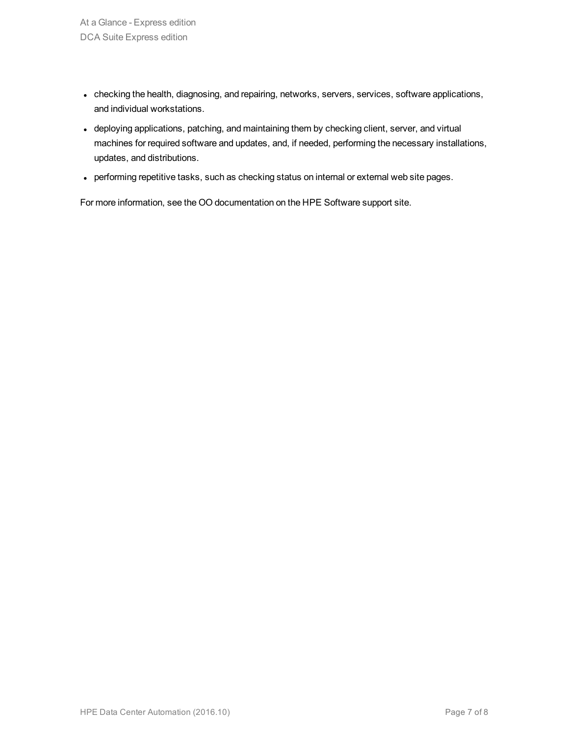- checking the health, diagnosing, and repairing, networks, servers, services, software applications, and individual workstations.
- deploying applications, patching, and maintaining them by checking client, server, and virtual machines for required software and updates, and, if needed, performing the necessary installations, updates, and distributions.
- performing repetitive tasks, such as checking status on internal or external web site pages.

For more information, see the OO documentation on the HPE Software support site.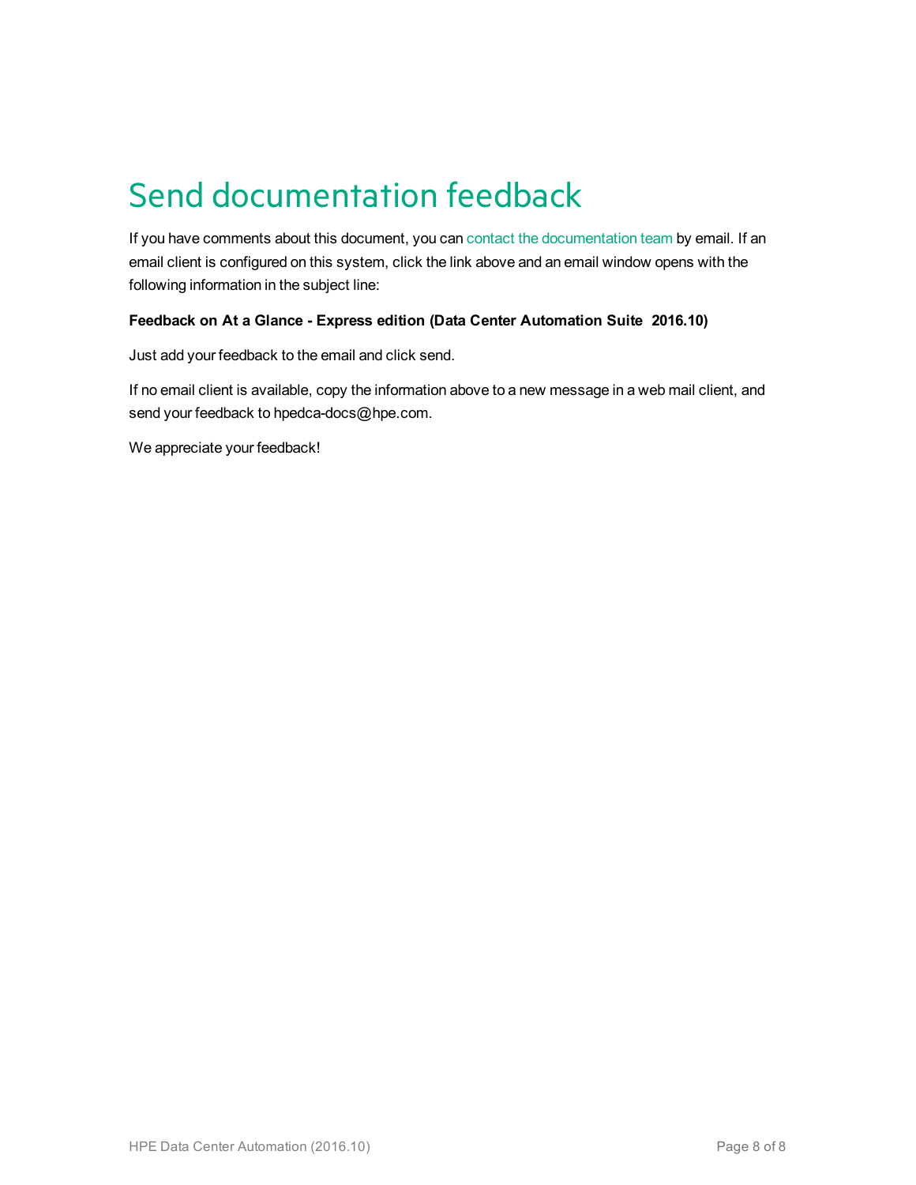# Send documentation feedback

If you have comments about this document, you can contact the documentation team by email. If an email client is configured on this system, click the link above and an email window opens with the following information in the subject line:

**Feedback on At a Glance - Express edition (Data Center Automation Suite 2016.10)**

Just add your feedback to the email and click send.

If no email client is available, copy the information above to a new message in a web mail client, and send your feedback to hpedca-docs@hpe.com.

We appreciate your feedback!